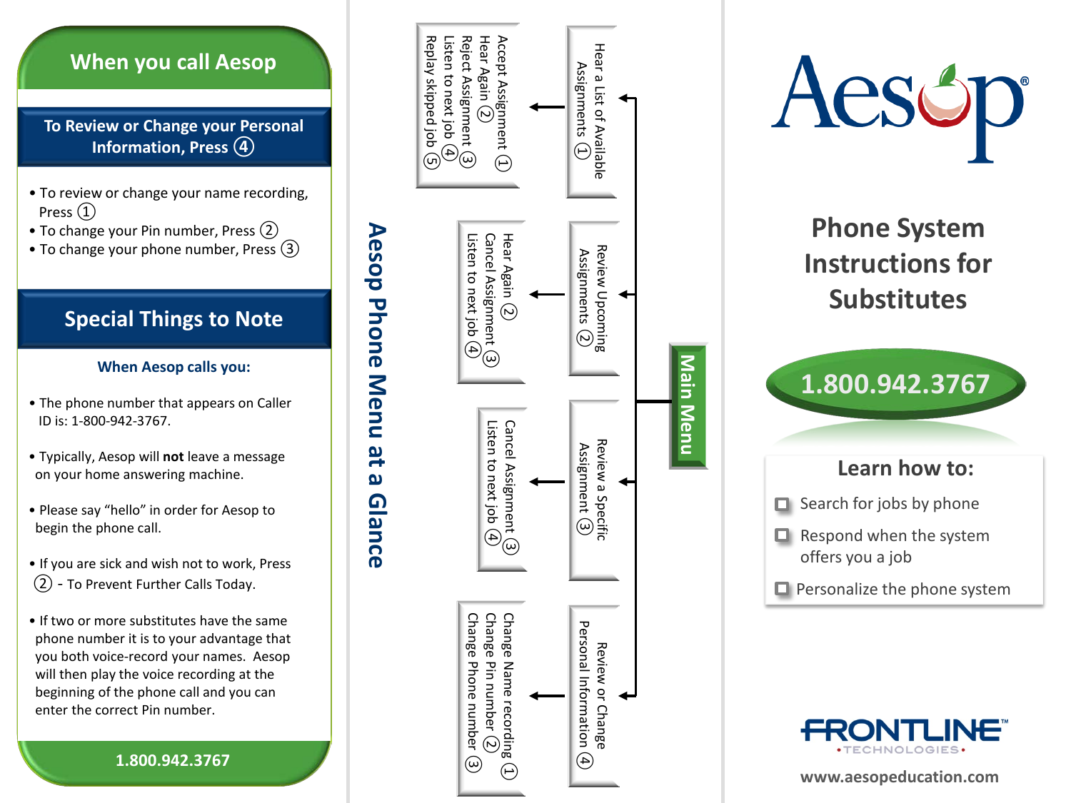## When you call Aesop

### To Review or Change your Personal Information, Press ④

- To review or change your name recording, Press ①
- To change your Pin number, Press ②
- To change your phone number, Press ③

## Special Things to Note

### When Aesop calls you:

- The phone number that appears on Caller ID is: 1-800-942-3767.
- Typically, Aesop will **not** leave a message on your home answering machine.
- Please say "hello" in order for Aesop to begin the phone call.
- If you are sick and wish not to work, Press ② - To Prevent Further Calls Today.
- If two or more substitutes have the same phone number it is to your advantage that you both voice-record your names. Aesop will then play the voice recording at the beginning of the phone call and you can enter the correct Pin number.

**1.800.942.3767**

## Aesop Phone Menu at a Glance

**Main Menu**

- Hear a List of Available Assignments ①
  - Accept Assignment ①
  - Hear Again ②
  - Reject Assignment ③
  - Listen to next job ④
  - Replay skipped job ⑤
- Review Upcoming Assignments ②
  - Hear Again ②
  - Cancel Assignment ③
  - Listen to next job ④
- Review a Specific Assignment ③
  - Cancel Assignment ③
  - Listen to next job ④
- Review or Change Personal Information ④
  - Change Name recording ①
  - Change Pin number ②
  - Change Phone number ③

# Aesop®

## Phone System Instructions for Substitutes

**1.800.942.3767**

### Learn how to:

- Search for jobs by phone
- Respond when the system offers you a job
- Personalize the phone system

FRONTLINE™ TECHNOLOGIES

www.aesopeducation.com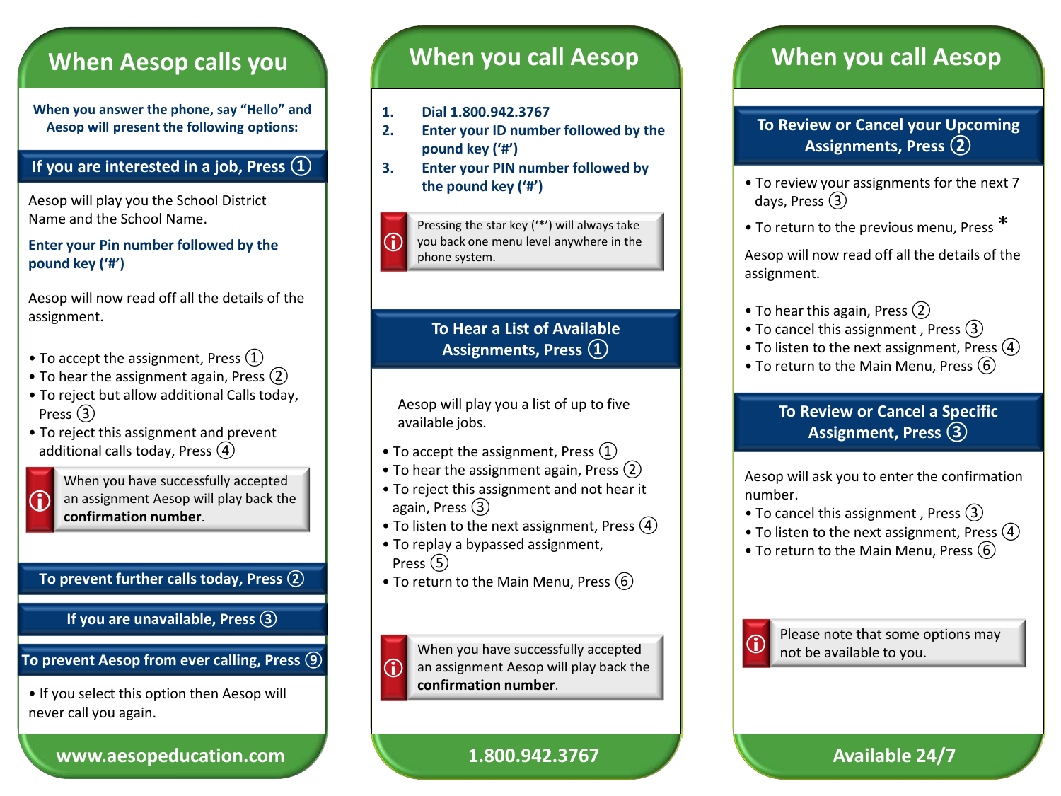# When Aesop calls you

**When you answer the phone, say "Hello" and Aesop will present the following options:**

## If you are interested in a job, Press ①

Aesop will play you the School District Name and the School Name.

**Enter your Pin number followed by the pound key ('#')**

Aesop will now read off all the details of the assignment.

- To accept the assignment, Press ①
- To hear the assignment again, Press ②
- To reject but allow additional Calls today, Press ③
- To reject this assignment and prevent additional calls today, Press ④

ⓘ When you have successfully accepted an assignment Aesop will play back the **confirmation number**.

## To prevent further calls today, Press ②

## If you are unavailable, Press ③

## To prevent Aesop from ever calling, Press ⑨

- If you select this option then Aesop will never call you again.

**www.aesopeducation.com**

# When you call Aesop

1. **Dial 1.800.942.3767**
2. **Enter your ID number followed by the pound key ('#')**
3. **Enter your PIN number followed by the pound key ('#')**

ⓘ Pressing the star key ('*') will always take you back one menu level anywhere in the phone system.

## To Hear a List of Available Assignments, Press ①

Aesop will play you a list of up to five available jobs.

- To accept the assignment, Press ①
- To hear the assignment again, Press ②
- To reject this assignment and not hear it again, Press ③
- To listen to the next assignment, Press ④
- To replay a bypassed assignment, Press ⑤
- To return to the Main Menu, Press ⑥

ⓘ When you have successfully accepted an assignment Aesop will play back the **confirmation number**.

**1.800.942.3767**

# When you call Aesop

## To Review or Cancel your Upcoming Assignments, Press ②

- To review your assignments for the next 7 days, Press ③
- To return to the previous menu, Press *

Aesop will now read off all the details of the assignment.

- To hear this again, Press ②
- To cancel this assignment , Press ③
- To listen to the next assignment, Press ④
- To return to the Main Menu, Press ⑥

## To Review or Cancel a Specific Assignment, Press ③

Aesop will ask you to enter the confirmation number.

- To cancel this assignment , Press ③
- To listen to the next assignment, Press ④
- To return to the Main Menu, Press ⑥

ⓘ Please note that some options may not be available to you.

**Available 24/7**